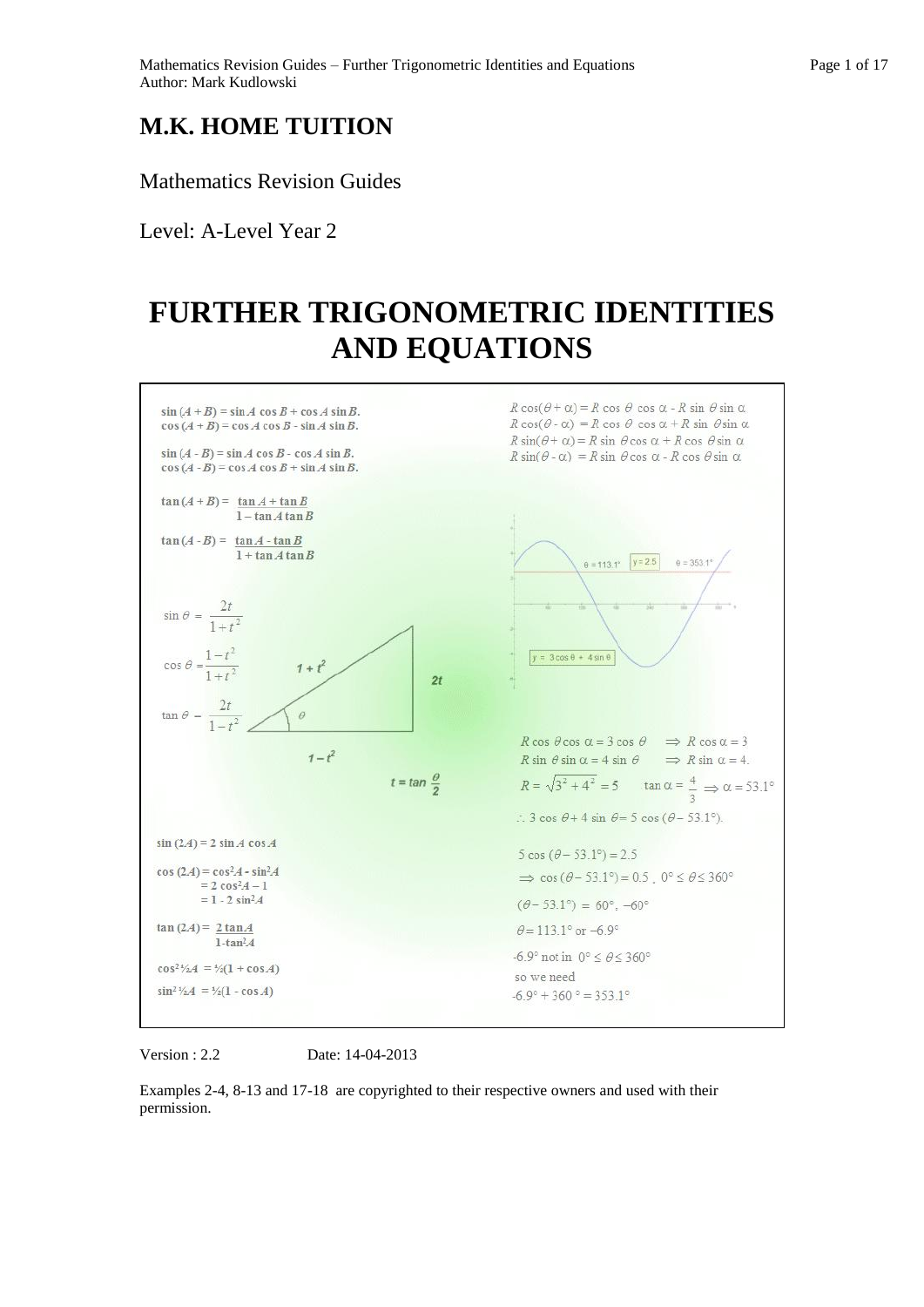# M.K. HOME TUITION

Mathematics Revision Guides

Level: A-Level Year 2

# FURTHER TRIGONOMETRIC IDENTITIES AND EQUATIONS

$\sin(A + B) = \sin A \cos B + \cos A \sin B.$
$\cos(A + B) = \cos A \cos B - \sin A \sin B.$

$\sin(A - B) = \sin A \cos B - \cos A \sin B.$
$\cos(A - B) = \cos A \cos B + \sin A \sin B.$

$$\tan(A + B) = \frac{\tan A + \tan B}{1 - \tan A \tan B}$$

$$\tan(A - B) = \frac{\tan A - \tan B}{1 + \tan A \tan B}$$

$R\cos(\theta + \alpha) = R\cos\theta\cos\alpha - R\sin\theta\sin\alpha$
$R\cos(\theta - \alpha) = R\cos\theta\cos\alpha + R\sin\theta\sin\alpha$
$R\sin(\theta + \alpha) = R\sin\theta\cos\alpha + R\cos\theta\sin\alpha$
$R\sin(\theta - \alpha) = R\sin\theta\cos\alpha - R\cos\theta\sin\alpha$

$$\sin\theta = \frac{2t}{1+t^2}$$

$$\cos\theta = \frac{1-t^2}{1+t^2}$$

$$\tan\theta = \frac{2t}{1-t^2}$$

$1 + t^2$, $2t$, $1 - t^2$, $\theta$

$t = \tan\frac{\theta}{2}$

$\theta = 113.1°$ $y = 2.5$ $\theta = 353.1°$

$y = 3\cos\theta + 4\sin\theta$

$R\cos\theta\cos\alpha = 3\cos\theta \quad \Rightarrow R\cos\alpha = 3$
$R\sin\theta\sin\alpha = 4\sin\theta \quad \Rightarrow R\sin\alpha = 4.$

$R = \sqrt{3^2 + 4^2} = 5 \qquad \tan\alpha = \frac{4}{3} \Rightarrow \alpha = 53.1°$

$\therefore 3\cos\theta + 4\sin\theta = 5\cos(\theta - 53.1°).$

$\sin(2A) = 2\sin A\cos A$

$\cos(2A) = \cos^2 A - \sin^2 A$
$= 2\cos^2 A - 1$
$= 1 - 2\sin^2 A$

$$\tan(2A) = \frac{2\tan A}{1 - \tan^2 A}$$

$\cos^2 \tfrac{1}{2}A = \tfrac{1}{2}(1 + \cos A)$

$\sin^2 \tfrac{1}{2}A = \tfrac{1}{2}(1 - \cos A)$

$5\cos(\theta - 53.1°) = 2.5$

$\Rightarrow \cos(\theta - 53.1°) = 0.5$ , $0° \le \theta \le 360°$

$(\theta - 53.1°) = 60°, -60°$

$\theta = 113.1°$ or $-6.9°$

$-6.9°$ not in $0° \le \theta \le 360°$
so we need
$-6.9° + 360° = 353.1°$

Version : 2.2 Date: 14-04-2013

Examples 2-4, 8-13 and 17-18 are copyrighted to their respective owners and used with their permission.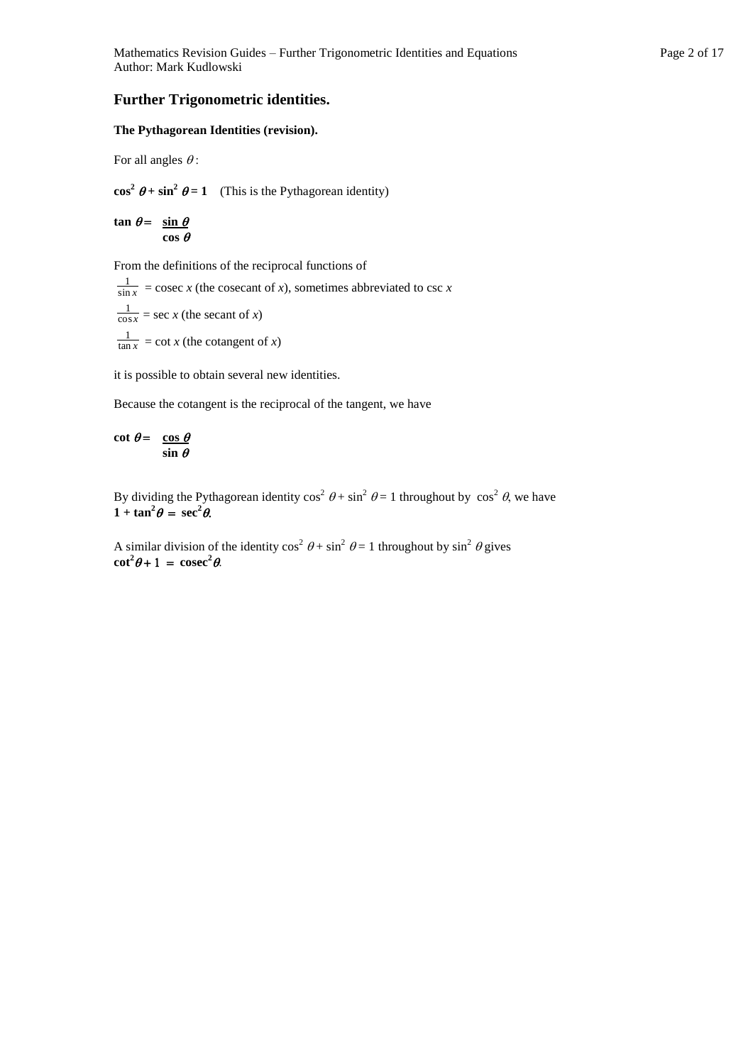## Further Trigonometric identities.

### The Pythagorean Identities (revision).

For all angles $\theta$:

$\mathbf{\cos^2 \theta + \sin^2 \theta = 1}$ (This is the Pythagorean identity)

$$\mathbf{\tan \theta = \frac{\sin \theta}{\cos \theta}}$$

From the definitions of the reciprocal functions of

$\frac{1}{\sin x}$ = cosec $x$ (the cosecant of $x$), sometimes abbreviated to csc $x$

$\frac{1}{\cos x}$ = sec $x$ (the secant of $x$)

$\frac{1}{\tan x}$ = cot $x$ (the cotangent of $x$)

it is possible to obtain several new identities.

Because the cotangent is the reciprocal of the tangent, we have

$$\mathbf{\cot \theta = \frac{\cos \theta}{\sin \theta}}$$

By dividing the Pythagorean identity $\cos^2 \theta + \sin^2 \theta = 1$ throughout by $\cos^2 \theta$, we have
$\mathbf{1 + \tan^2\theta = \sec^2\theta}$.

A similar division of the identity $\cos^2 \theta + \sin^2 \theta = 1$ throughout by $\sin^2 \theta$ gives
$\mathbf{\cot^2\theta + 1 = \operatorname{cosec}^2\theta}$.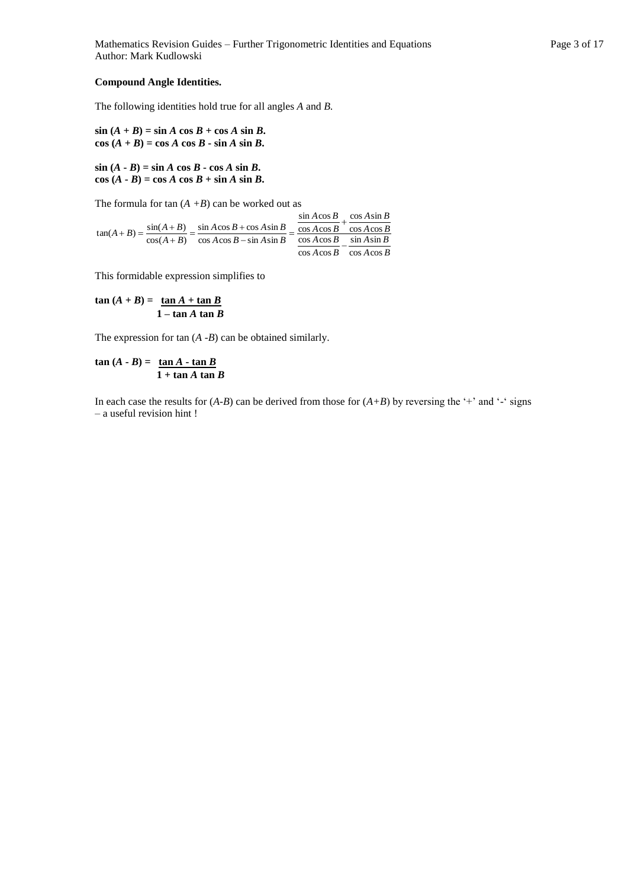**Compound Angle Identities.**

The following identities hold true for all angles $A$ and $B$.

$\sin(A + B) = \sin A \cos B + \cos A \sin B$.
$\cos(A + B) = \cos A \cos B - \sin A \sin B$.

$\sin(A - B) = \sin A \cos B - \cos A \sin B$.
$\cos(A - B) = \cos A \cos B + \sin A \sin B$.

The formula for $\tan(A + B)$ can be worked out as

$$\tan(A+B) = \frac{\sin(A+B)}{\cos(A+B)} = \frac{\sin A \cos B + \cos A \sin B}{\cos A \cos B - \sin A \sin B} = \frac{\dfrac{\sin A \cos B}{\cos A \cos B} + \dfrac{\cos A \sin B}{\cos A \cos B}}{\dfrac{\cos A \cos B}{\cos A \cos B} - \dfrac{\sin A \sin B}{\cos A \cos B}}$$

This formidable expression simplifies to

$$\tan(A + B) = \frac{\tan A + \tan B}{1 - \tan A \tan B}$$

The expression for $\tan(A - B)$ can be obtained similarly.

$$\tan(A - B) = \frac{\tan A - \tan B}{1 + \tan A \tan B}$$

In each case the results for $(A-B)$ can be derived from those for $(A+B)$ by reversing the '+' and '-' signs – a useful revision hint !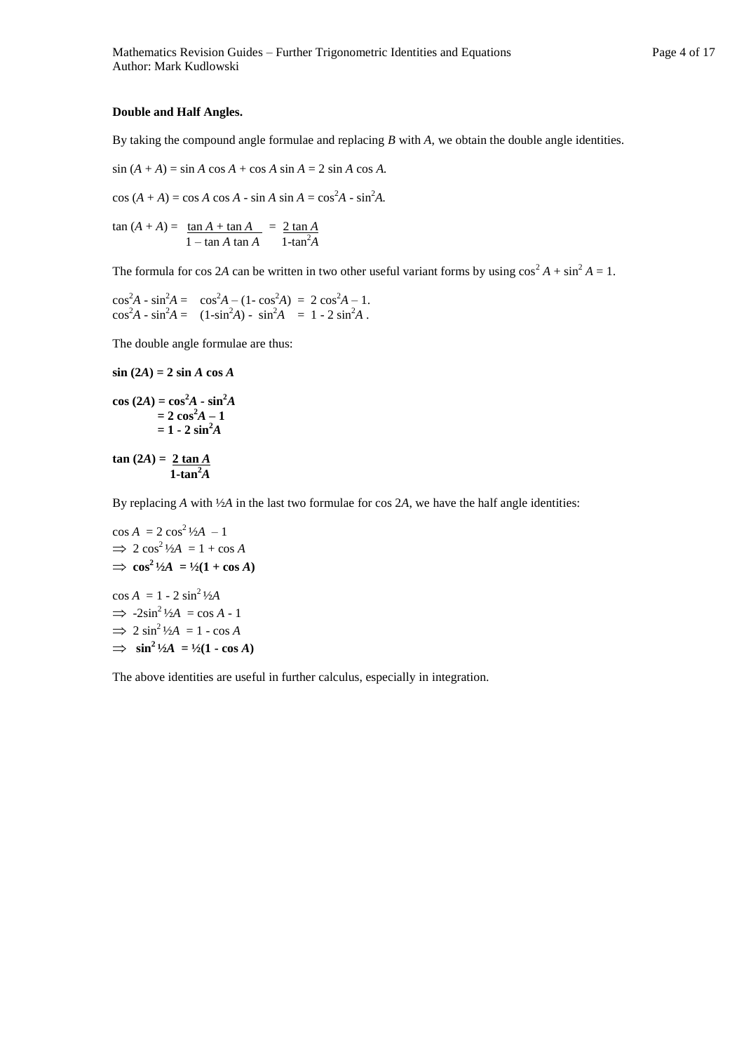**Double and Half Angles.**

By taking the compound angle formulae and replacing $B$ with $A$, we obtain the double angle identities.

$\sin(A + A) = \sin A \cos A + \cos A \sin A = 2 \sin A \cos A.$

$\cos(A + A) = \cos A \cos A - \sin A \sin A = \cos^2 A - \sin^2 A.$

$$\tan(A + A) = \frac{\tan A + \tan A}{1 - \tan A \tan A} = \frac{2 \tan A}{1 - \tan^2 A}$$

The formula for $\cos 2A$ can be written in two other useful variant forms by using $\cos^2 A + \sin^2 A = 1$.

$\cos^2 A - \sin^2 A = \cos^2 A - (1 - \cos^2 A) = 2\cos^2 A - 1.$
$\cos^2 A - \sin^2 A = (1 - \sin^2 A) - \sin^2 A = 1 - 2\sin^2 A.$

The double angle formulae are thus:

$\mathbf{\sin(2A) = 2 \sin A \cos A}$

$$\begin{aligned} \mathbf{\cos(2A)} &= \mathbf{\cos^2 A - \sin^2 A} \\ &= \mathbf{2\cos^2 A - 1} \\ &= \mathbf{1 - 2\sin^2 A} \end{aligned}$$

$$\mathbf{\tan(2A) = \frac{2 \tan A}{1 - \tan^2 A}}$$

By replacing $A$ with $\frac{1}{2}A$ in the last two formulae for $\cos 2A$, we have the half angle identities:

$\cos A = 2\cos^2 \frac{1}{2}A - 1$
$\Rightarrow 2\cos^2 \frac{1}{2}A = 1 + \cos A$
$\Rightarrow \mathbf{\cos^2 \frac{1}{2}A = \frac{1}{2}(1 + \cos A)}$

$\cos A = 1 - 2\sin^2 \frac{1}{2}A$
$\Rightarrow -2\sin^2 \frac{1}{2}A = \cos A - 1$
$\Rightarrow 2\sin^2 \frac{1}{2}A = 1 - \cos A$
$\Rightarrow \mathbf{\sin^2 \frac{1}{2}A = \frac{1}{2}(1 - \cos A)}$

The above identities are useful in further calculus, especially in integration.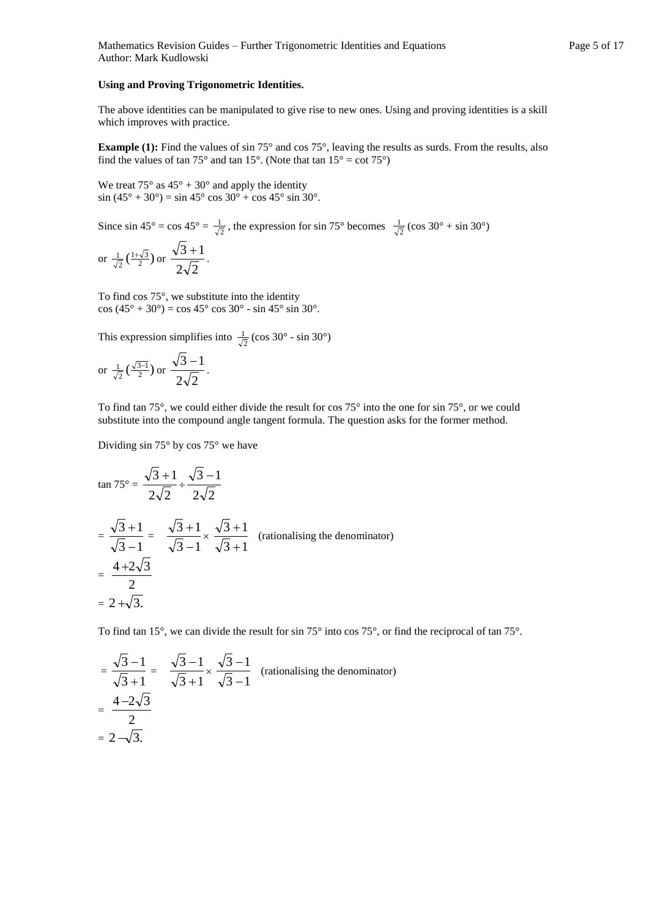**Using and Proving Trigonometric Identities.**

The above identities can be manipulated to give rise to new ones. Using and proving identities is a skill which improves with practice.

**Example (1):** Find the values of sin 75° and cos 75°, leaving the results as surds. From the results, also find the values of tan 75° and tan 15°. (Note that tan 15° = cot 75°)

We treat 75° as 45° + 30° and apply the identity
$\sin(45° + 30°) = \sin 45° \cos 30° + \cos 45° \sin 30°$.

Since $\sin 45° = \cos 45° = \frac{1}{\sqrt{2}}$, the expression for sin 75° becomes $\frac{1}{\sqrt{2}}(\cos 30° + \sin 30°)$

or $\frac{1}{\sqrt{2}}\left(\frac{1+\sqrt{3}}{2}\right)$ or $\dfrac{\sqrt{3}+1}{2\sqrt{2}}$.

To find cos 75°, we substitute into the identity
$\cos(45° + 30°) = \cos 45° \cos 30° - \sin 45° \sin 30°$.

This expression simplifies into $\frac{1}{\sqrt{2}}(\cos 30° - \sin 30°)$

or $\frac{1}{\sqrt{2}}\left(\frac{\sqrt{3}-1}{2}\right)$ or $\dfrac{\sqrt{3}-1}{2\sqrt{2}}$.

To find tan 75°, we could either divide the result for cos 75° into the one for sin 75°, or we could substitute into the compound angle tangent formula. The question asks for the former method.

Dividing sin 75° by cos 75° we have

$$\tan 75° = \frac{\sqrt{3}+1}{2\sqrt{2}} \div \frac{\sqrt{3}-1}{2\sqrt{2}}$$

$$= \frac{\sqrt{3}+1}{\sqrt{3}-1} = \frac{\sqrt{3}+1}{\sqrt{3}-1} \times \frac{\sqrt{3}+1}{\sqrt{3}+1} \quad \text{(rationalising the denominator)}$$

$$= \frac{4+2\sqrt{3}}{2}$$

$$= 2+\sqrt{3}.$$

To find tan 15°, we can divide the result for sin 75° into cos 75°, or find the reciprocal of tan 75°.

$$= \frac{\sqrt{3}-1}{\sqrt{3}+1} = \frac{\sqrt{3}-1}{\sqrt{3}+1} \times \frac{\sqrt{3}-1}{\sqrt{3}-1} \quad \text{(rationalising the denominator)}$$

$$= \frac{4-2\sqrt{3}}{2}$$

$$= 2-\sqrt{3}.$$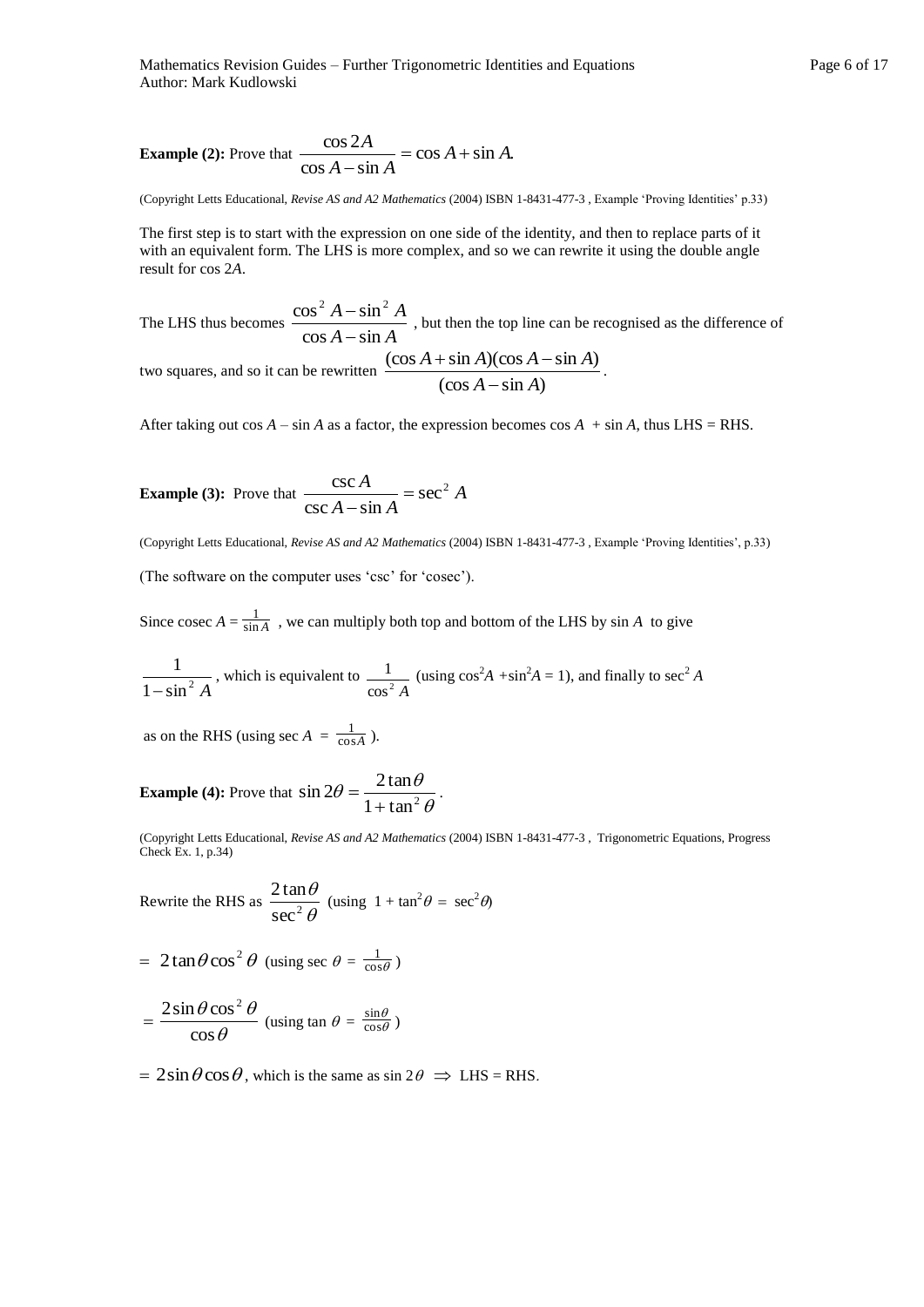**Example (2):** Prove that $\dfrac{\cos 2A}{\cos A - \sin A} = \cos A + \sin A.$

(Copyright Letts Educational, *Revise AS and A2 Mathematics* (2004) ISBN 1-8431-477-3 , Example 'Proving Identities' p.33)

The first step is to start with the expression on one side of the identity, and then to replace parts of it with an equivalent form. The LHS is more complex, and so we can rewrite it using the double angle result for cos 2*A*.

The LHS thus becomes $\dfrac{\cos^2 A - \sin^2 A}{\cos A - \sin A}$ , but then the top line can be recognised as the difference of two squares, and so it can be rewritten $\dfrac{(\cos A + \sin A)(\cos A - \sin A)}{(\cos A - \sin A)}$.

After taking out cos *A* – sin *A* as a factor, the expression becomes cos *A* + sin *A*, thus LHS = RHS.

**Example (3):** Prove that $\dfrac{\csc A}{\csc A - \sin A} = \sec^2 A$

(Copyright Letts Educational, *Revise AS and A2 Mathematics* (2004) ISBN 1-8431-477-3 , Example 'Proving Identities', p.33)

(The software on the computer uses 'csc' for 'cosec').

Since cosec $A = \frac{1}{\sin A}$ , we can multiply both top and bottom of the LHS by sin *A* to give

$\dfrac{1}{1 - \sin^2 A}$, which is equivalent to $\dfrac{1}{\cos^2 A}$ (using $\cos^2 A + \sin^2 A = 1$), and finally to $\sec^2 A$

as on the RHS (using $\sec A = \frac{1}{\cos A}$ ).

**Example (4):** Prove that $\sin 2\theta = \dfrac{2\tan\theta}{1 + \tan^2\theta}$.

(Copyright Letts Educational, *Revise AS and A2 Mathematics* (2004) ISBN 1-8431-477-3 , Trigonometric Equations, Progress Check Ex. 1, p.34)

Rewrite the RHS as $\dfrac{2\tan\theta}{\sec^2\theta}$ (using $1 + \tan^2\theta = \sec^2\theta$)

$= 2\tan\theta\cos^2\theta$ (using $\sec\theta = \frac{1}{\cos\theta}$ )

$= \dfrac{2\sin\theta\cos^2\theta}{\cos\theta}$ (using $\tan\theta = \frac{\sin\theta}{\cos\theta}$ )

$= 2\sin\theta\cos\theta$, which is the same as $\sin 2\theta \Rightarrow$ LHS = RHS.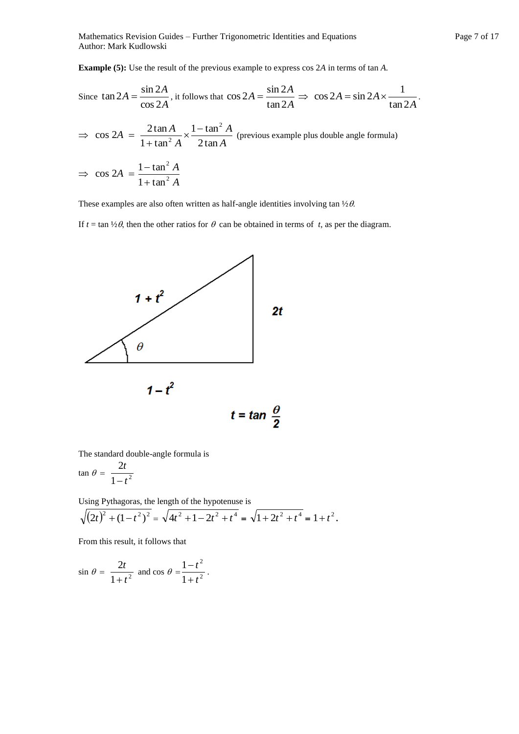**Example (5):** Use the result of the previous example to express cos 2*A* in terms of tan *A*.

Since $\tan 2A = \dfrac{\sin 2A}{\cos 2A}$, it follows that $\cos 2A = \dfrac{\sin 2A}{\tan 2A} \Rightarrow \cos 2A = \sin 2A \times \dfrac{1}{\tan 2A}$.

$$\Rightarrow \cos 2A = \frac{2\tan A}{1+\tan^2 A} \times \frac{1-\tan^2 A}{2\tan A} \text{ (previous example plus double angle formula)}$$

$$\Rightarrow \cos 2A = \frac{1-\tan^2 A}{1+\tan^2 A}$$

These examples are also often written as half-angle identities involving tan ½$\theta$.

If $t$ = tan ½$\theta$, then the other ratios for $\theta$ can be obtained in terms of $t$, as per the diagram.

$1 + t^2$

$2t$

$\theta$

$1 - t^2$

$t = \tan \frac{\theta}{2}$

The standard double-angle formula is

$$\tan \theta = \frac{2t}{1-t^2}$$

Using Pythagoras, the length of the hypotenuse is

$$\sqrt{(2t)^2 + (1-t^2)^2} = \sqrt{4t^2 + 1 - 2t^2 + t^4} = \sqrt{1 + 2t^2 + t^4} = 1 + t^2.$$

From this result, it follows that

$$\sin \theta = \frac{2t}{1+t^2} \text{ and } \cos \theta = \frac{1-t^2}{1+t^2}.$$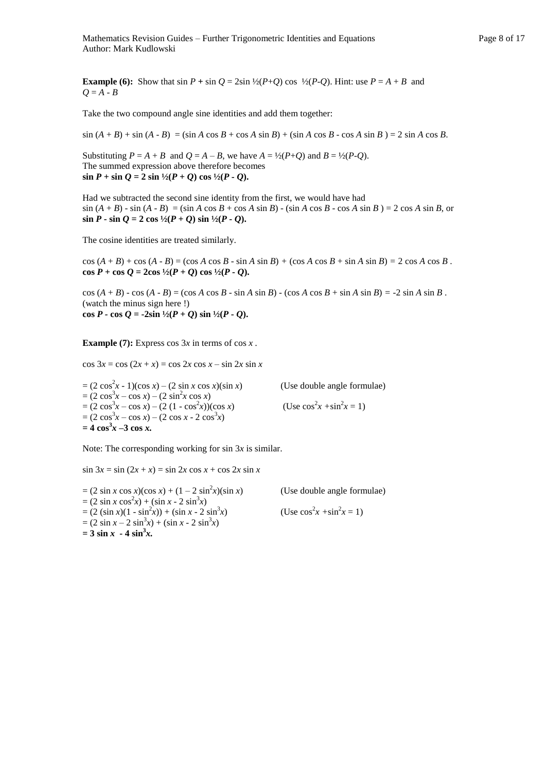**Example (6):** Show that $\sin P + \sin Q = 2\sin \frac{1}{2}(P+Q) \cos \frac{1}{2}(P-Q)$. Hint: use $P = A + B$ and $Q = A - B$

Take the two compound angle sine identities and add them together:

$\sin (A + B) + \sin (A - B) = (\sin A \cos B + \cos A \sin B) + (\sin A \cos B - \cos A \sin B) = 2 \sin A \cos B$.

Substituting $P = A + B$ and $Q = A - B$, we have $A = \frac{1}{2}(P+Q)$ and $B = \frac{1}{2}(P-Q)$.
The summed expression above therefore becomes
$\mathbf{\sin P + \sin Q = 2 \sin \frac{1}{2}(P + Q) \cos \frac{1}{2}(P - Q)}$.

Had we subtracted the second sine identity from the first, we would have had
$\sin (A + B) - \sin (A - B) = (\sin A \cos B + \cos A \sin B) - (\sin A \cos B - \cos A \sin B) = 2 \cos A \sin B$, or
$\mathbf{\sin P - \sin Q = 2 \cos \frac{1}{2}(P + Q) \sin \frac{1}{2}(P - Q)}$.

The cosine identities are treated similarly.

$\cos (A + B) + \cos (A - B) = (\cos A \cos B - \sin A \sin B) + (\cos A \cos B + \sin A \sin B) = 2 \cos A \cos B$.
$\mathbf{\cos P + \cos Q = 2\cos \frac{1}{2}(P + Q) \cos \frac{1}{2}(P - Q)}$.

$\cos (A + B) - \cos (A - B) = (\cos A \cos B - \sin A \sin B) - (\cos A \cos B + \sin A \sin B) = -2 \sin A \sin B$.
(watch the minus sign here !)
$\mathbf{\cos P - \cos Q = -2\sin \frac{1}{2}(P + Q) \sin \frac{1}{2}(P - Q)}$.

**Example (7):** Express $\cos 3x$ in terms of $\cos x$ .

$\cos 3x = \cos (2x + x) = \cos 2x \cos x - \sin 2x \sin x$

$= (2 \cos^2 x - 1)(\cos x) - (2 \sin x \cos x)(\sin x)$ (Use double angle formulae)
$= (2 \cos^3 x - \cos x) - (2 \sin^2 x \cos x)$
$= (2 \cos^3 x - \cos x) - (2 (1 - \cos^2 x))(\cos x)$ (Use $\cos^2 x + \sin^2 x = 1$)
$= (2 \cos^3 x - \cos x) - (2 \cos x - 2 \cos^3 x)$
$\mathbf{= 4 \cos^3 x - 3 \cos x}$.

Note: The corresponding working for $\sin 3x$ is similar.

$\sin 3x = \sin (2x + x) = \sin 2x \cos x + \cos 2x \sin x$

$= (2 \sin x \cos x)(\cos x) + (1 - 2 \sin^2 x)(\sin x)$ (Use double angle formulae)
$= (2 \sin x \cos^2 x) + (\sin x - 2 \sin^3 x)$
$= (2 (\sin x)(1 - \sin^2 x)) + (\sin x - 2 \sin^3 x)$ (Use $\cos^2 x + \sin^2 x = 1$)
$= (2 \sin x - 2 \sin^3 x) + (\sin x - 2 \sin^3 x)$
$\mathbf{= 3 \sin x - 4 \sin^3 x}$.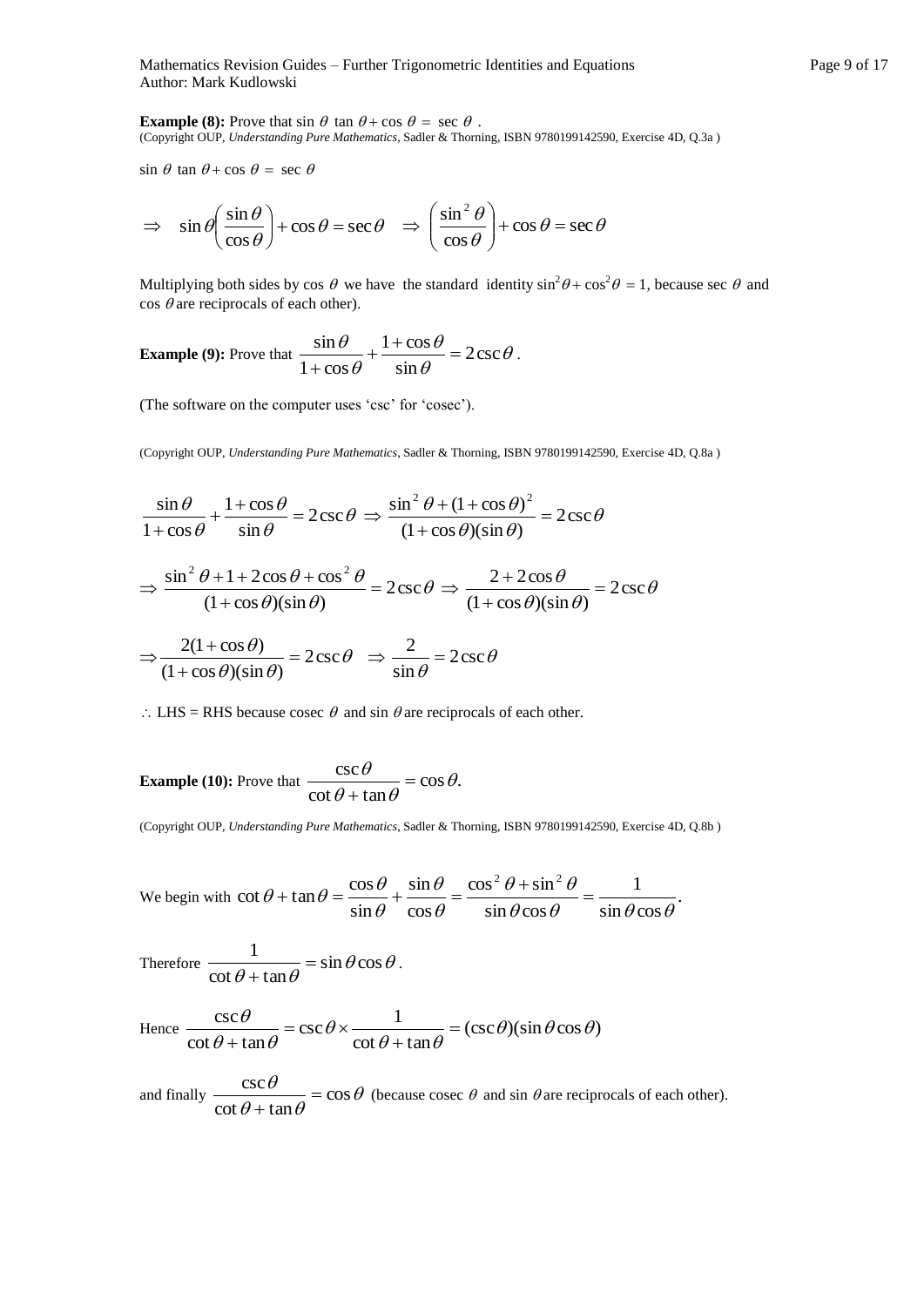**Example (8):** Prove that $\sin\theta \tan\theta + \cos\theta = \sec\theta$.
(Copyright OUP, *Understanding Pure Mathematics*, Sadler & Thorning, ISBN 9780199142590, Exercise 4D, Q.3a )

$\sin\theta \tan\theta + \cos\theta = \sec\theta$

$$\Rightarrow \quad \sin\theta\left(\frac{\sin\theta}{\cos\theta}\right) + \cos\theta = \sec\theta \quad \Rightarrow \left(\frac{\sin^2\theta}{\cos\theta}\right) + \cos\theta = \sec\theta$$

Multiplying both sides by $\cos\theta$ we have the standard identity $\sin^2\theta + \cos^2\theta = 1$, because $\sec\theta$ and $\cos\theta$ are reciprocals of each other).

**Example (9):** Prove that $\dfrac{\sin\theta}{1+\cos\theta} + \dfrac{1+\cos\theta}{\sin\theta} = 2\csc\theta$.

(The software on the computer uses 'csc' for 'cosec').

(Copyright OUP, *Understanding Pure Mathematics*, Sadler & Thorning, ISBN 9780199142590, Exercise 4D, Q.8a )

$$\frac{\sin\theta}{1+\cos\theta} + \frac{1+\cos\theta}{\sin\theta} = 2\csc\theta \Rightarrow \frac{\sin^2\theta + (1+\cos\theta)^2}{(1+\cos\theta)(\sin\theta)} = 2\csc\theta$$

$$\Rightarrow \frac{\sin^2\theta + 1 + 2\cos\theta + \cos^2\theta}{(1+\cos\theta)(\sin\theta)} = 2\csc\theta \Rightarrow \frac{2+2\cos\theta}{(1+\cos\theta)(\sin\theta)} = 2\csc\theta$$

$$\Rightarrow \frac{2(1+\cos\theta)}{(1+\cos\theta)(\sin\theta)} = 2\csc\theta \quad \Rightarrow \frac{2}{\sin\theta} = 2\csc\theta$$

$\therefore$ LHS = RHS because $\operatorname{cosec}\theta$ and $\sin\theta$ are reciprocals of each other.

**Example (10):** Prove that $\dfrac{\csc\theta}{\cot\theta + \tan\theta} = \cos\theta.$

(Copyright OUP, *Understanding Pure Mathematics*, Sadler & Thorning, ISBN 9780199142590, Exercise 4D, Q.8b )

We begin with $\cot\theta + \tan\theta = \dfrac{\cos\theta}{\sin\theta} + \dfrac{\sin\theta}{\cos\theta} = \dfrac{\cos^2\theta + \sin^2\theta}{\sin\theta\cos\theta} = \dfrac{1}{\sin\theta\cos\theta}$.

Therefore $\dfrac{1}{\cot\theta + \tan\theta} = \sin\theta\cos\theta$.

Hence $\dfrac{\csc\theta}{\cot\theta + \tan\theta} = \csc\theta \times \dfrac{1}{\cot\theta + \tan\theta} = (\csc\theta)(\sin\theta\cos\theta)$

and finally $\dfrac{\csc\theta}{\cot\theta + \tan\theta} = \cos\theta$ (because $\operatorname{cosec}\theta$ and $\sin\theta$ are reciprocals of each other).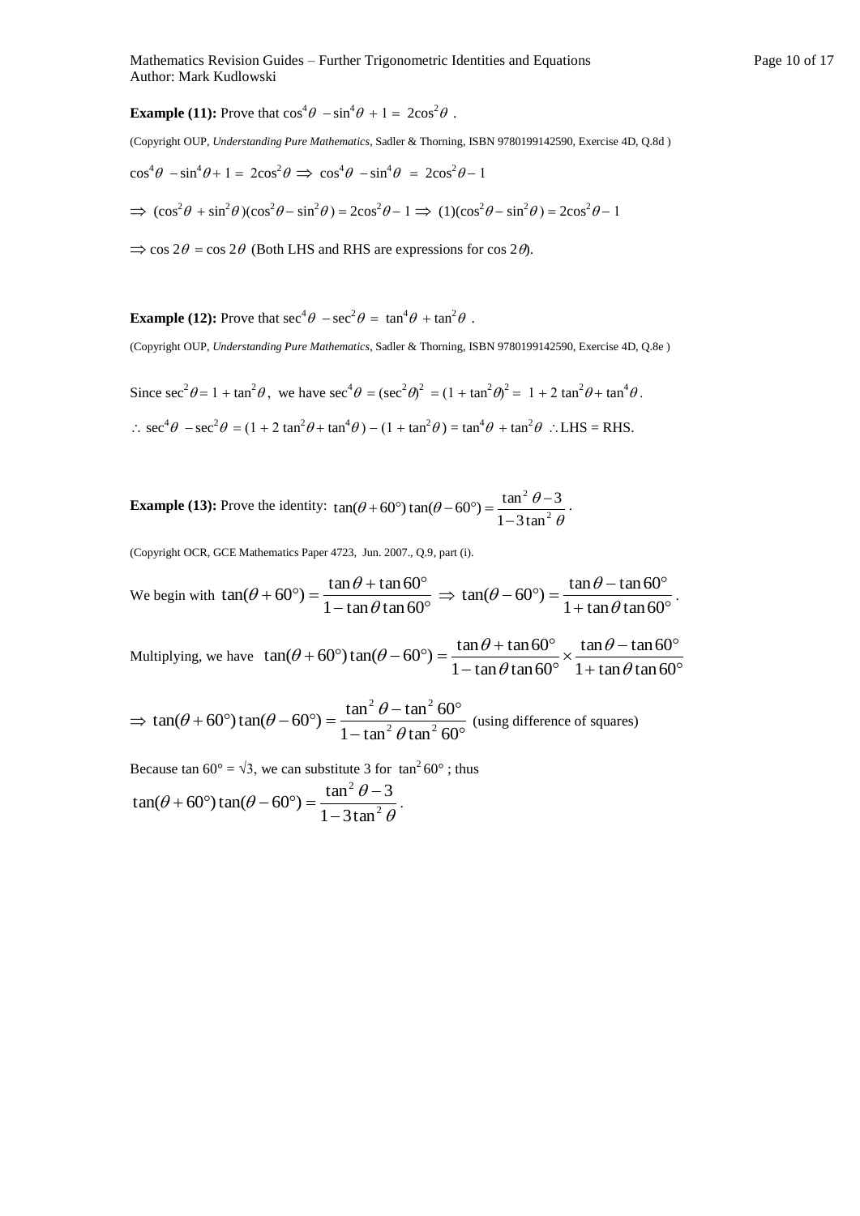**Example (11):** Prove that $\cos^4\theta - \sin^4\theta + 1 = 2\cos^2\theta$ .

(Copyright OUP, *Understanding Pure Mathematics*, Sadler & Thorning, ISBN 9780199142590, Exercise 4D, Q.8d )

$\cos^4\theta - \sin^4\theta + 1 = 2\cos^2\theta \Rightarrow \cos^4\theta - \sin^4\theta = 2\cos^2\theta - 1$

$\Rightarrow (\cos^2\theta + \sin^2\theta)(\cos^2\theta - \sin^2\theta) = 2\cos^2\theta - 1 \Rightarrow (1)(\cos^2\theta - \sin^2\theta) = 2\cos^2\theta - 1$

$\Rightarrow \cos 2\theta = \cos 2\theta$ (Both LHS and RHS are expressions for $\cos 2\theta$).

**Example (12):** Prove that $\sec^4\theta - \sec^2\theta = \tan^4\theta + \tan^2\theta$ .

(Copyright OUP, *Understanding Pure Mathematics*, Sadler & Thorning, ISBN 9780199142590, Exercise 4D, Q.8e )

Since $\sec^2\theta = 1 + \tan^2\theta$, we have $\sec^4\theta = (\sec^2\theta)^2 = (1 + \tan^2\theta)^2 = 1 + 2\tan^2\theta + \tan^4\theta$.

$\therefore \sec^4\theta - \sec^2\theta = (1 + 2\tan^2\theta + \tan^4\theta) - (1 + \tan^2\theta) = \tan^4\theta + \tan^2\theta \therefore$ LHS = RHS.

**Example (13):** Prove the identity: $\tan(\theta + 60°)\tan(\theta - 60°) = \dfrac{\tan^2\theta - 3}{1 - 3\tan^2\theta}$ .

(Copyright OCR, GCE Mathematics Paper 4723, Jun. 2007., Q.9, part (i).

We begin with $\tan(\theta + 60°) = \dfrac{\tan\theta + \tan 60°}{1 - \tan\theta\tan 60°} \Rightarrow \tan(\theta - 60°) = \dfrac{\tan\theta - \tan 60°}{1 + \tan\theta\tan 60°}$.

Multiplying, we have $\tan(\theta + 60°)\tan(\theta - 60°) = \dfrac{\tan\theta + \tan 60°}{1 - \tan\theta\tan 60°} \times \dfrac{\tan\theta - \tan 60°}{1 + \tan\theta\tan 60°}$

$\Rightarrow \tan(\theta + 60°)\tan(\theta - 60°) = \dfrac{\tan^2\theta - \tan^2 60°}{1 - \tan^2\theta\tan^2 60°}$ (using difference of squares)

Because $\tan 60° = \sqrt{3}$, we can substitute 3 for $\tan^2 60°$ ; thus

$\tan(\theta + 60°)\tan(\theta - 60°) = \dfrac{\tan^2\theta - 3}{1 - 3\tan^2\theta}$.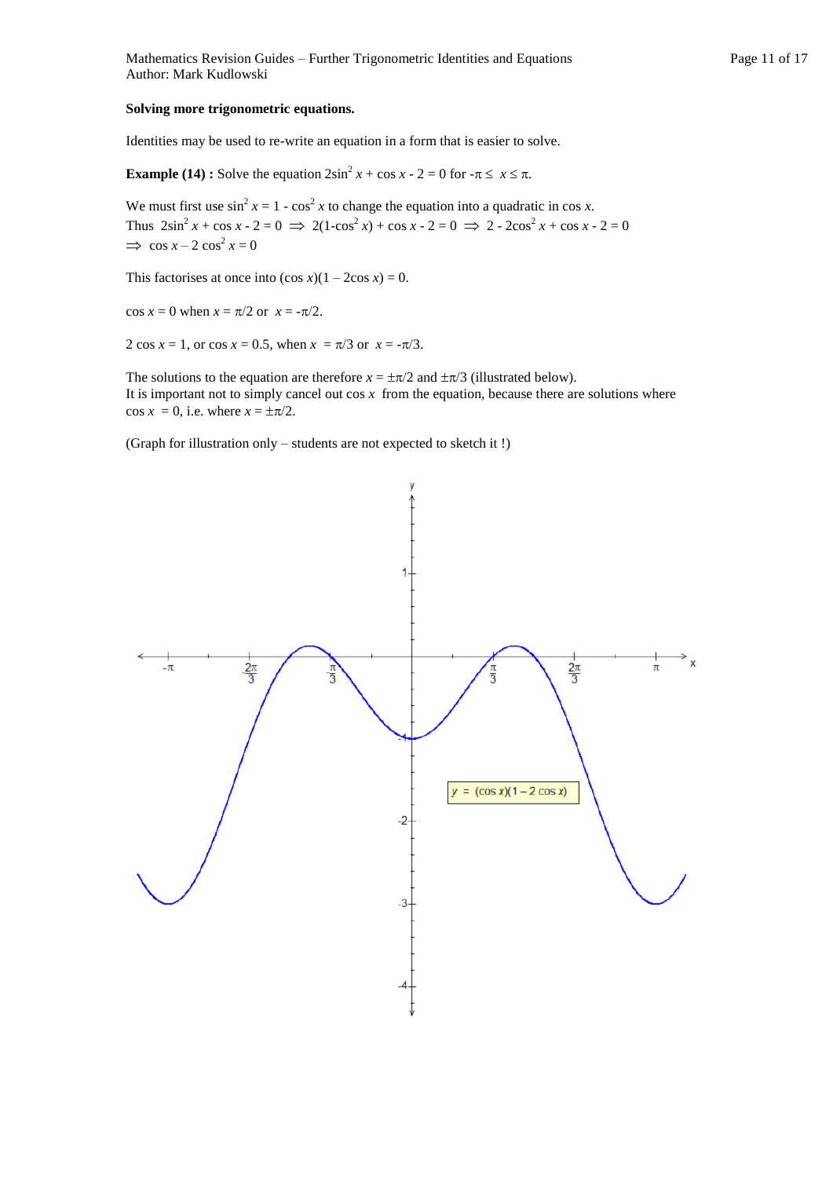**Solving more trigonometric equations.**

Identities may be used to re-write an equation in a form that is easier to solve.

**Example (14) :** Solve the equation $2\sin^2 x + \cos x - 2 = 0$ for $-\pi \le x \le \pi$.

We must first use $\sin^2 x = 1 - \cos^2 x$ to change the equation into a quadratic in $\cos x$.
Thus $2\sin^2 x + \cos x - 2 = 0 \Rightarrow 2(1-\cos^2 x) + \cos x - 2 = 0 \Rightarrow 2 - 2\cos^2 x + \cos x - 2 = 0$
$\Rightarrow \cos x - 2\cos^2 x = 0$

This factorises at once into $(\cos x)(1 - 2\cos x) = 0$.

$\cos x = 0$ when $x = \pi/2$ or $x = -\pi/2$.

$2\cos x = 1$, or $\cos x = 0.5$, when $x = \pi/3$ or $x = -\pi/3$.

The solutions to the equation are therefore $x = \pm\pi/2$ and $\pm\pi/3$ (illustrated below).
It is important not to simply cancel out $\cos x$ from the equation, because there are solutions where $\cos x = 0$, i.e. where $x = \pm\pi/2$.

(Graph for illustration only – students are not expected to sketch it !)

$y = (\cos x)(1 - 2\cos x)$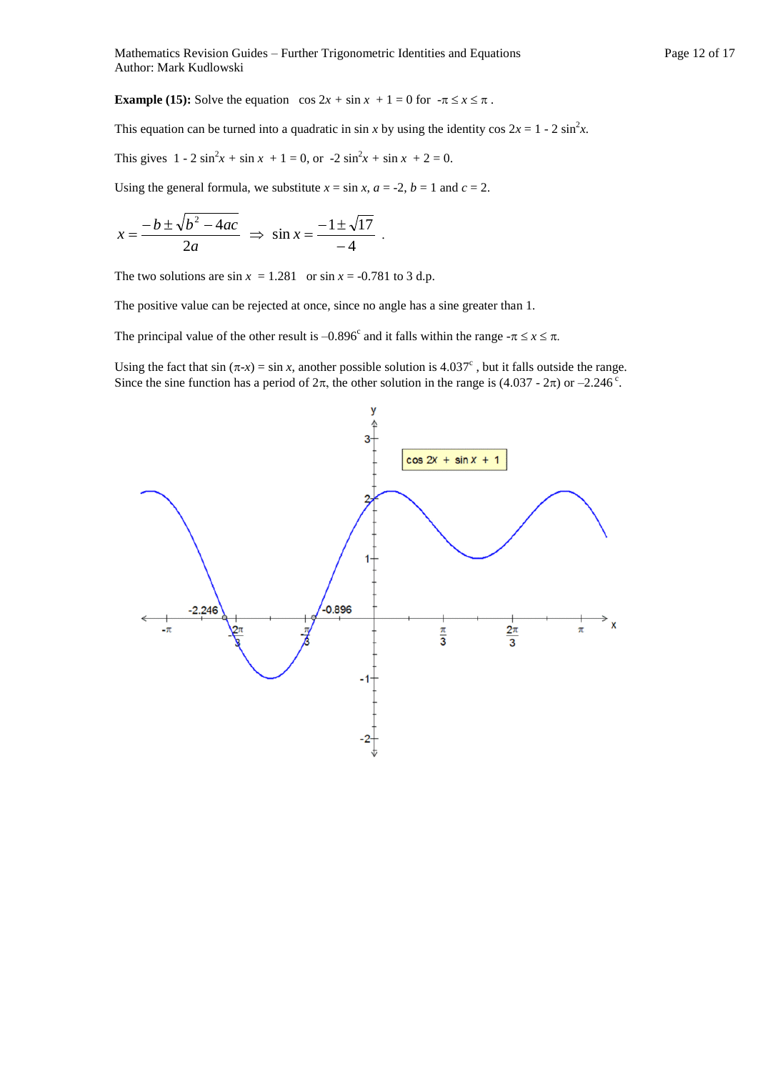**Example (15):** Solve the equation $\cos 2x + \sin x + 1 = 0$ for $-\pi \le x \le \pi$.

This equation can be turned into a quadratic in $\sin x$ by using the identity $\cos 2x = 1 - 2\sin^2 x$.

This gives $1 - 2\sin^2 x + \sin x + 1 = 0$, or $-2\sin^2 x + \sin x + 2 = 0$.

Using the general formula, we substitute $x = \sin x$, $a = -2$, $b = 1$ and $c = 2$.

$$x = \frac{-b \pm \sqrt{b^2 - 4ac}}{2a} \Rightarrow \sin x = \frac{-1 \pm \sqrt{17}}{-4}.$$

The two solutions are $\sin x = 1.281$ or $\sin x = -0.781$ to 3 d.p.

The positive value can be rejected at once, since no angle has a sine greater than 1.

The principal value of the other result is $-0.896^c$ and it falls within the range $-\pi \le x \le \pi$.

Using the fact that $\sin(\pi - x) = \sin x$, another possible solution is $4.037^c$, but it falls outside the range. Since the sine function has a period of $2\pi$, the other solution in the range is $(4.037 - 2\pi)$ or $-2.246^c$.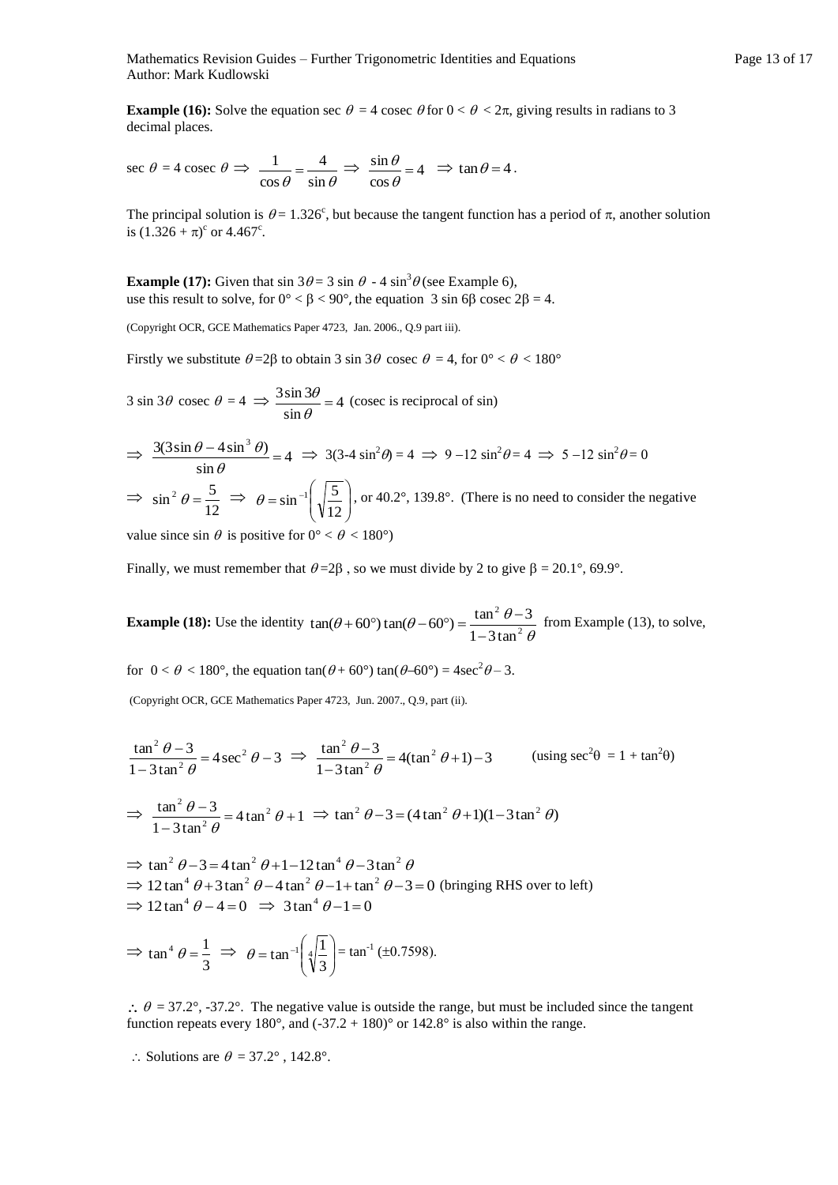**Example (16):** Solve the equation sec $\theta$ = 4 cosec $\theta$ for $0 < \theta < 2\pi$, giving results in radians to 3 decimal places.

$$\sec\theta = 4\,\text{cosec}\,\theta \Rightarrow \frac{1}{\cos\theta} = \frac{4}{\sin\theta} \Rightarrow \frac{\sin\theta}{\cos\theta} = 4 \Rightarrow \tan\theta = 4.$$

The principal solution is $\theta = 1.326^c$, but because the tangent function has a period of $\pi$, another solution is $(1.326 + \pi)^c$ or $4.467^c$.

**Example (17):** Given that $\sin 3\theta = 3\sin\theta - 4\sin^3\theta$ (see Example 6), use this result to solve, for $0° < \beta < 90°$, the equation $3\sin 6\beta\,\text{cosec}\,2\beta = 4$.

(Copyright OCR, GCE Mathematics Paper 4723, Jan. 2006., Q.9 part iii).

Firstly we substitute $\theta = 2\beta$ to obtain $3\sin 3\theta\,\text{cosec}\,\theta = 4$, for $0° < \theta < 180°$

$$3\sin 3\theta\,\text{cosec}\,\theta = 4 \Rightarrow \frac{3\sin 3\theta}{\sin\theta} = 4 \text{ (cosec is reciprocal of sin)}$$

$$\Rightarrow \frac{3(3\sin\theta - 4\sin^3\theta)}{\sin\theta} = 4 \Rightarrow 3(3-4\sin^2\theta) = 4 \Rightarrow 9 - 12\sin^2\theta = 4 \Rightarrow 5 - 12\sin^2\theta = 0$$

$$\Rightarrow \sin^2\theta = \frac{5}{12} \Rightarrow \theta = \sin^{-1}\left(\sqrt{\frac{5}{12}}\right),$$ or 40.2°, 139.8°. (There is no need to consider the negative value since $\sin\theta$ is positive for $0° < \theta < 180°$)

Finally, we must remember that $\theta = 2\beta$, so we must divide by 2 to give $\beta = 20.1°, 69.9°$.

**Example (18):** Use the identity $\tan(\theta + 60°)\tan(\theta - 60°) = \dfrac{\tan^2\theta - 3}{1 - 3\tan^2\theta}$ from Example (13), to solve, for $0 < \theta < 180°$, the equation $\tan(\theta + 60°)\tan(\theta - 60°) = 4\sec^2\theta - 3$.

(Copyright OCR, GCE Mathematics Paper 4723, Jun. 2007., Q.9, part (ii).

$$\frac{\tan^2\theta - 3}{1 - 3\tan^2\theta} = 4\sec^2\theta - 3 \Rightarrow \frac{\tan^2\theta - 3}{1 - 3\tan^2\theta} = 4(\tan^2\theta + 1) - 3 \qquad \text{(using } \sec^2\theta = 1 + \tan^2\theta\text{)}$$

$$\Rightarrow \frac{\tan^2\theta - 3}{1 - 3\tan^2\theta} = 4\tan^2\theta + 1 \Rightarrow \tan^2\theta - 3 = (4\tan^2\theta + 1)(1 - 3\tan^2\theta)$$

$$\Rightarrow \tan^2\theta - 3 = 4\tan^2\theta + 1 - 12\tan^4\theta - 3\tan^2\theta$$
$$\Rightarrow 12\tan^4\theta + 3\tan^2\theta - 4\tan^2\theta - 1 + \tan^2\theta - 3 = 0 \text{ (bringing RHS over to left)}$$
$$\Rightarrow 12\tan^4\theta - 4 = 0 \Rightarrow 3\tan^4\theta - 1 = 0$$

$$\Rightarrow \tan^4\theta = \frac{1}{3} \Rightarrow \theta = \tan^{-1}\left(\sqrt[4]{\frac{1}{3}}\right) = \tan^{-1}(\pm 0.7598).$$

$\therefore$ $\theta$ = 37.2°, -37.2°. The negative value is outside the range, but must be included since the tangent function repeats every 180°, and (-37.2 + 180)° or 142.8° is also within the range.

$\therefore$ Solutions are $\theta$ = 37.2°, 142.8°.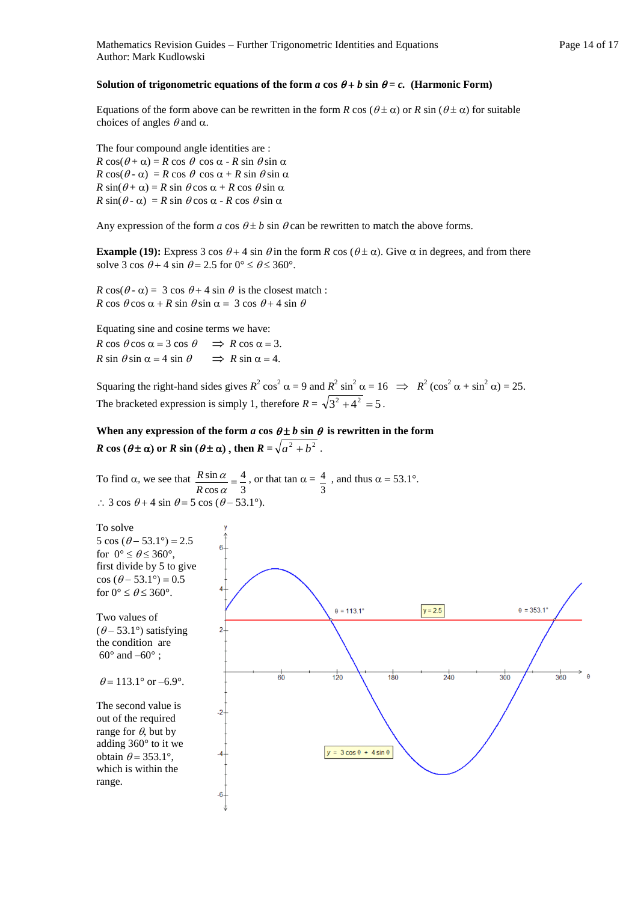**Solution of trigonometric equations of the form $a \cos \theta + b \sin \theta = c$. (Harmonic Form)**

Equations of the form above can be rewritten in the form $R \cos(\theta \pm \alpha)$ or $R \sin(\theta \pm \alpha)$ for suitable choices of angles $\theta$ and $\alpha$.

The four compound angle identities are :

$R \cos(\theta + \alpha) = R \cos \theta \cos \alpha - R \sin \theta \sin \alpha$
$R \cos(\theta - \alpha) = R \cos \theta \cos \alpha + R \sin \theta \sin \alpha$
$R \sin(\theta + \alpha) = R \sin \theta \cos \alpha + R \cos \theta \sin \alpha$
$R \sin(\theta - \alpha) = R \sin \theta \cos \alpha - R \cos \theta \sin \alpha$

Any expression of the form $a \cos \theta \pm b \sin \theta$ can be rewritten to match the above forms.

**Example (19):** Express $3 \cos \theta + 4 \sin \theta$ in the form $R \cos(\theta \pm \alpha)$. Give $\alpha$ in degrees, and from there solve $3 \cos \theta + 4 \sin \theta = 2.5$ for $0° \le \theta \le 360°$.

$R \cos(\theta - \alpha) = 3 \cos \theta + 4 \sin \theta$ is the closest match :
$R \cos \theta \cos \alpha + R \sin \theta \sin \alpha = 3 \cos \theta + 4 \sin \theta$

Equating sine and cosine terms we have:
$R \cos \theta \cos \alpha = 3 \cos \theta \quad \Rightarrow \quad R \cos \alpha = 3.$
$R \sin \theta \sin \alpha = 4 \sin \theta \quad \Rightarrow \quad R \sin \alpha = 4.$

Squaring the right-hand sides gives $R^2 \cos^2 \alpha = 9$ and $R^2 \sin^2 \alpha = 16 \quad \Rightarrow \quad R^2 (\cos^2 \alpha + \sin^2 \alpha) = 25$.
The bracketed expression is simply 1, therefore $R = \sqrt{3^2 + 4^2} = 5$.

**When any expression of the form $a \cos \theta \pm b \sin \theta$ is rewritten in the form $R \cos(\theta \pm \alpha)$ or $R \sin(\theta \pm \alpha)$, then $R = \sqrt{a^2 + b^2}$.**

To find $\alpha$, we see that $\dfrac{R \sin \alpha}{R \cos \alpha} = \dfrac{4}{3}$, or that $\tan \alpha = \dfrac{4}{3}$, and thus $\alpha = 53.1°$.
$\therefore \ 3 \cos \theta + 4 \sin \theta = 5 \cos(\theta - 53.1°)$.

To solve $5 \cos(\theta - 53.1°) = 2.5$ for $0° \le \theta \le 360°$, first divide by 5 to give $\cos(\theta - 53.1°) = 0.5$ for $0° \le \theta \le 360°$.

Two values of $(\theta - 53.1°)$ satisfying the condition are $60°$ and $-60°$ ;

$\theta = 113.1°$ or $-6.9°$.

The second value is out of the required range for $\theta$, but by adding $360°$ to it we obtain $\theta = 353.1°$, which is within the range.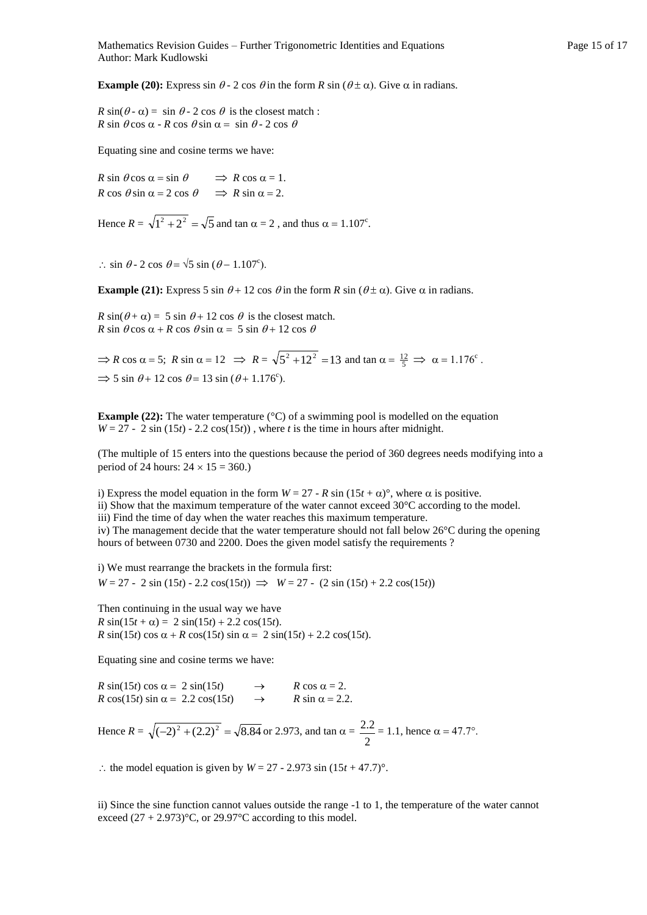**Example (20):** Express $\sin \theta - 2 \cos \theta$ in the form $R \sin (\theta \pm \alpha)$. Give $\alpha$ in radians.

$R \sin(\theta - \alpha) = \sin \theta - 2 \cos \theta$ is the closest match :
$R \sin \theta \cos \alpha - R \cos \theta \sin \alpha = \sin \theta - 2 \cos \theta$

Equating sine and cosine terms we have:

$R \sin \theta \cos \alpha = \sin \theta \quad \Rightarrow R \cos \alpha = 1.$
$R \cos \theta \sin \alpha = 2 \cos \theta \quad \Rightarrow R \sin \alpha = 2.$

Hence $R = \sqrt{1^2 + 2^2} = \sqrt{5}$ and $\tan \alpha = 2$ , and thus $\alpha = 1.107^c$.

$\therefore \sin \theta - 2 \cos \theta = \sqrt{5} \sin (\theta - 1.107^c)$.

**Example (21):** Express $5 \sin \theta + 12 \cos \theta$ in the form $R \sin (\theta \pm \alpha)$. Give $\alpha$ in radians.

$R \sin(\theta + \alpha) = 5 \sin \theta + 12 \cos \theta$ is the closest match.
$R \sin \theta \cos \alpha + R \cos \theta \sin \alpha = 5 \sin \theta + 12 \cos \theta$

$\Rightarrow R \cos \alpha = 5;\ R \sin \alpha = 12 \ \Rightarrow\ R = \sqrt{5^2 + 12^2} = 13$ and $\tan \alpha = \frac{12}{5} \Rightarrow \alpha = 1.176^c$ .
$\Rightarrow 5 \sin \theta + 12 \cos \theta = 13 \sin (\theta + 1.176^c)$.

**Example (22):** The water temperature (°C) of a swimming pool is modelled on the equation
$W = 27 - 2 \sin (15t) - 2.2 \cos(15t))$ , where $t$ is the time in hours after midnight.

(The multiple of 15 enters into the questions because the period of 360 degrees needs modifying into a period of 24 hours: $24 \times 15 = 360$.)

i) Express the model equation in the form $W = 27 - R \sin (15t + \alpha)°$, where $\alpha$ is positive.
ii) Show that the maximum temperature of the water cannot exceed 30°C according to the model.
iii) Find the time of day when the water reaches this maximum temperature.
iv) The management decide that the water temperature should not fall below 26°C during the opening hours of between 0730 and 2200. Does the given model satisfy the requirements ?

i) We must rearrange the brackets in the formula first:
$W = 27 - 2 \sin (15t) - 2.2 \cos(15t)) \ \Rightarrow\ W = 27 - (2 \sin (15t) + 2.2 \cos(15t))$

Then continuing in the usual way we have
$R \sin(15t + \alpha) = 2 \sin(15t) + 2.2 \cos(15t)$.
$R \sin(15t) \cos \alpha + R \cos(15t) \sin \alpha = 2 \sin(15t) + 2.2 \cos(15t)$.

Equating sine and cosine terms we have:

$R \sin(15t) \cos \alpha = 2 \sin(15t) \quad \rightarrow \quad R \cos \alpha = 2.$
$R \cos(15t) \sin \alpha = 2.2 \cos(15t) \quad \rightarrow \quad R \sin \alpha = 2.2.$

Hence $R = \sqrt{(-2)^2 + (2.2)^2} = \sqrt{8.84}$ or 2.973, and $\tan \alpha = \dfrac{2.2}{2} = 1.1$, hence $\alpha = 47.7°$.

$\therefore$ the model equation is given by $W = 27 - 2.973 \sin (15t + 47.7)°$.

ii) Since the sine function cannot values outside the range -1 to 1, the temperature of the water cannot exceed $(27 + 2.973)$°C, or 29.97°C according to this model.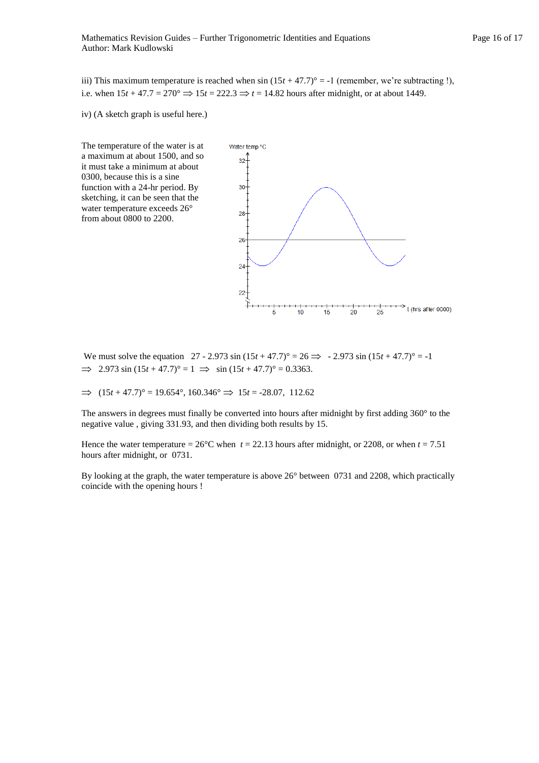iii) This maximum temperature is reached when $\sin(15t + 47.7)° = -1$ (remember, we're subtracting !), i.e. when $15t + 47.7 = 270° \Rightarrow 15t = 222.3 \Rightarrow t = 14.82$ hours after midnight, or at about 1449.

iv) (A sketch graph is useful here.)

The temperature of the water is at a maximum at about 1500, and so it must take a minimum at about 0300, because this is a sine function with a 24-hr period. By sketching, it can be seen that the water temperature exceeds 26° from about 0800 to 2200.

We must solve the equation $27 - 2.973 \sin(15t + 47.7)° = 26 \Rightarrow -2.973 \sin(15t + 47.7)° = -1$
$\Rightarrow 2.973 \sin(15t + 47.7)° = 1 \Rightarrow \sin(15t + 47.7)° = 0.3363.$

$\Rightarrow (15t + 47.7)° = 19.654°, 160.346° \Rightarrow 15t = -28.07, 112.62$

The answers in degrees must finally be converted into hours after midnight by first adding 360° to the negative value , giving 331.93, and then dividing both results by 15.

Hence the water temperature = 26°C when $t = 22.13$ hours after midnight, or 2208, or when $t = 7.51$ hours after midnight, or 0731.

By looking at the graph, the water temperature is above 26° between 0731 and 2208, which practically coincide with the opening hours !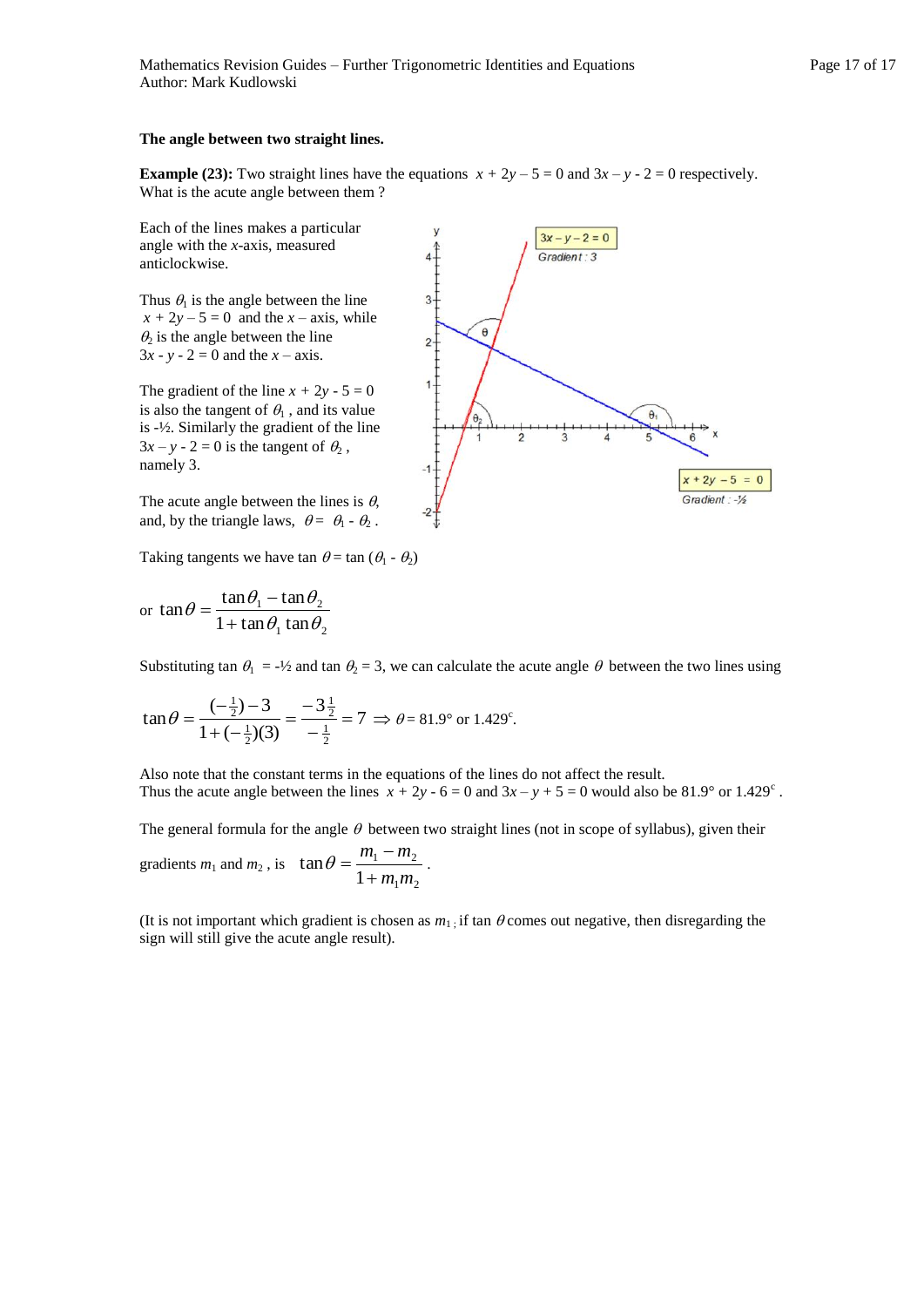### The angle between two straight lines.

**Example (23):** Two straight lines have the equations $x + 2y - 5 = 0$ and $3x - y - 2 = 0$ respectively. What is the acute angle between them ?

Each of the lines makes a particular angle with the $x$-axis, measured anticlockwise.

Thus $\theta_1$ is the angle between the line $x + 2y - 5 = 0$ and the $x$ – axis, while $\theta_2$ is the angle between the line $3x - y - 2 = 0$ and the $x$ – axis.

The gradient of the line $x + 2y - 5 = 0$ is also the tangent of $\theta_1$, and its value is -½. Similarly the gradient of the line $3x - y - 2 = 0$ is the tangent of $\theta_2$, namely 3.

The acute angle between the lines is $\theta$, and, by the triangle laws, $\theta = \theta_1 - \theta_2$.

3x – y – 2 = 0
Gradient : 3

x + 2y – 5 = 0
Gradient : -½

Taking tangents we have $\tan\theta = \tan(\theta_1 - \theta_2)$

or $\tan\theta = \dfrac{\tan\theta_1 - \tan\theta_2}{1 + \tan\theta_1 \tan\theta_2}$

Substituting $\tan\theta_1 = -\frac{1}{2}$ and $\tan\theta_2 = 3$, we can calculate the acute angle $\theta$ between the two lines using

$$\tan\theta = \frac{(-\frac{1}{2}) - 3}{1 + (-\frac{1}{2})(3)} = \frac{-3\frac{1}{2}}{-\frac{1}{2}} = 7 \Rightarrow \theta = 81.9° \text{ or } 1.429^c.$$

Also note that the constant terms in the equations of the lines do not affect the result.
Thus the acute angle between the lines $x + 2y - 6 = 0$ and $3x - y + 5 = 0$ would also be 81.9° or $1.429^c$.

The general formula for the angle $\theta$ between two straight lines (not in scope of syllabus), given their gradients $m_1$ and $m_2$, is $\tan\theta = \dfrac{m_1 - m_2}{1 + m_1 m_2}$.

(It is not important which gradient is chosen as $m_1$; if $\tan\theta$ comes out negative, then disregarding the sign will still give the acute angle result).